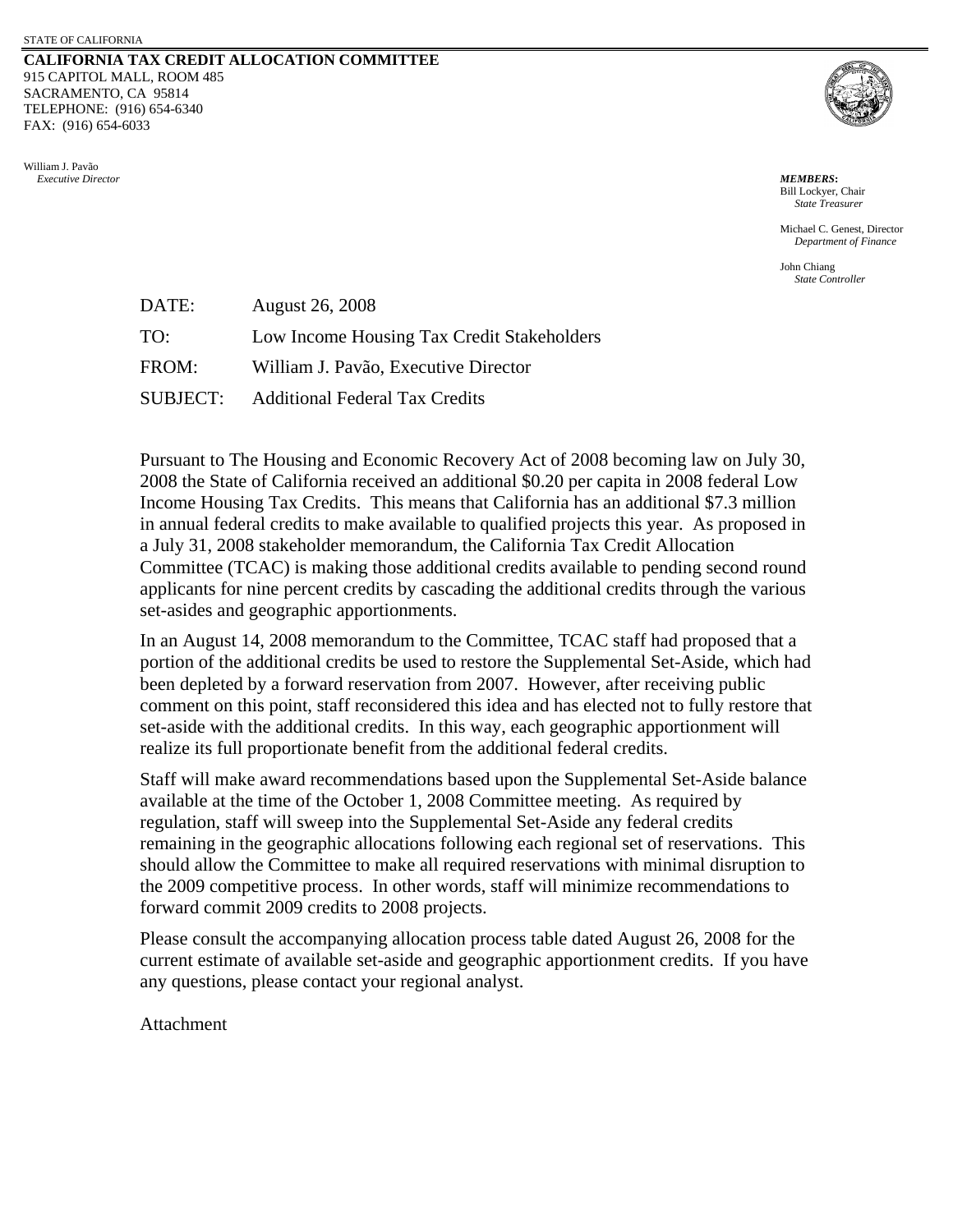STATE OF CALIFORNIA

**CALIFORNIA TAX CREDIT ALLOCATION COMMITTEE**
915 CAPITOL MALL, ROOM 485
SACRAMENTO, CA 95814
TELEPHONE: (916) 654-6340
FAX: (916) 654-6033

William J. Pavão
*Executive Director*

***MEMBERS*:**
Bill Lockyer, Chair
*State Treasurer*

Michael C. Genest, Director
*Department of Finance*

John Chiang
*State Controller*

DATE: August 26, 2008

TO: Low Income Housing Tax Credit Stakeholders

FROM: William J. Pavão, Executive Director

SUBJECT: Additional Federal Tax Credits

Pursuant to The Housing and Economic Recovery Act of 2008 becoming law on July 30, 2008 the State of California received an additional $0.20 per capita in 2008 federal Low Income Housing Tax Credits. This means that California has an additional $7.3 million in annual federal credits to make available to qualified projects this year. As proposed in a July 31, 2008 stakeholder memorandum, the California Tax Credit Allocation Committee (TCAC) is making those additional credits available to pending second round applicants for nine percent credits by cascading the additional credits through the various set-asides and geographic apportionments.

In an August 14, 2008 memorandum to the Committee, TCAC staff had proposed that a portion of the additional credits be used to restore the Supplemental Set-Aside, which had been depleted by a forward reservation from 2007. However, after receiving public comment on this point, staff reconsidered this idea and has elected not to fully restore that set-aside with the additional credits. In this way, each geographic apportionment will realize its full proportionate benefit from the additional federal credits.

Staff will make award recommendations based upon the Supplemental Set-Aside balance available at the time of the October 1, 2008 Committee meeting. As required by regulation, staff will sweep into the Supplemental Set-Aside any federal credits remaining in the geographic allocations following each regional set of reservations. This should allow the Committee to make all required reservations with minimal disruption to the 2009 competitive process. In other words, staff will minimize recommendations to forward commit 2009 credits to 2008 projects.

Please consult the accompanying allocation process table dated August 26, 2008 for the current estimate of available set-aside and geographic apportionment credits. If you have any questions, please contact your regional analyst.

Attachment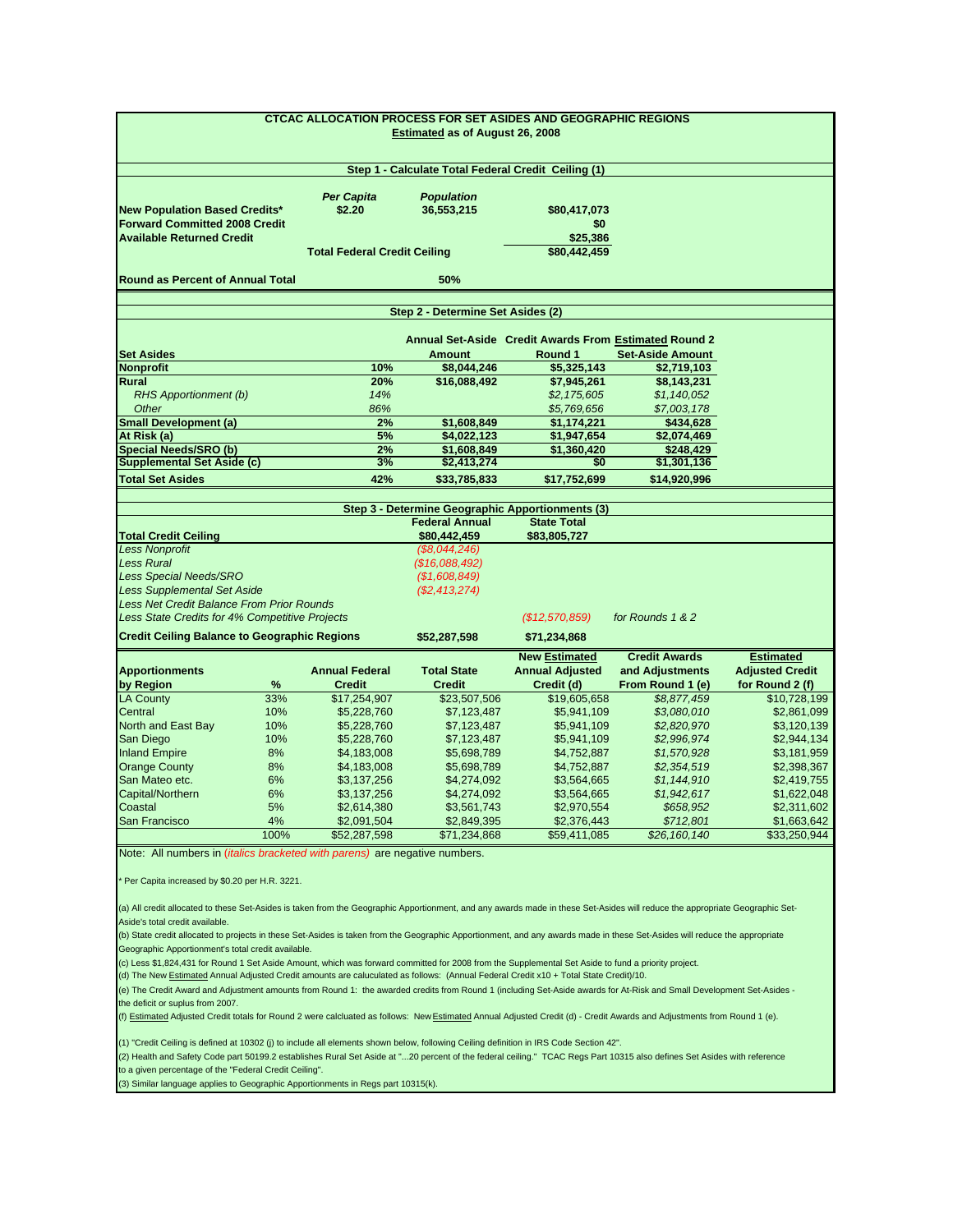# CTCAC ALLOCATION PROCESS FOR SET ASIDES AND GEOGRAPHIC REGIONS

**Estimated as of August 26, 2008**

## Step 1 - Calculate Total Federal Credit Ceiling (1)

| | Per Capita | Population | |
|---|---|---|---|
| **New Population Based Credits*** | **$2.20** | **36,553,215** | **$80,417,073** |
| **Forward Committed 2008 Credit** | | | **$0** |
| **Available Returned Credit** | | | **$25,386** |
| | **Total Federal Credit Ceiling** | | **$80,442,459** |
| **Round as Percent of Annual Total** | | **50%** | |

## Step 2 - Determine Set Asides (2)

| Set Asides | | Annual Set-Aside Amount | Credit Awards From Round 1 | Estimated Round 2 Set-Aside Amount |
|---|---|---|---|---|
| **Nonprofit** | **10%** | **$8,044,246** | **$5,325,143** | **$2,719,103** |
| **Rural** | **20%** | **$16,088,492** | **$7,945,261** | **$8,143,231** |
| *RHS Apportionment (b)* | *14%* | | *$2,175,605* | *$1,140,052* |
| *Other* | *86%* | | *$5,769,656* | *$7,003,178* |
| **Small Development (a)** | **2%** | **$1,608,849** | **$1,174,221** | **$434,628** |
| **At Risk (a)** | **5%** | **$4,022,123** | **$1,947,654** | **$2,074,469** |
| **Special Needs/SRO (b)** | **2%** | **$1,608,849** | **$1,360,420** | **$248,429** |
| **Supplemental Set Aside (c)** | **3%** | **$2,413,274** | **$0** | **$1,301,136** |
| **Total Set Asides** | **42%** | **$33,785,833** | **$17,752,699** | **$14,920,996** |

## Step 3 - Determine Geographic Apportionments (3)

| | Federal Annual | State Total | |
|---|---|---|---|
| **Total Credit Ceiling** | **$80,442,459** | **$83,805,727** | |
| *Less Nonprofit* | *($8,044,246)* | | |
| *Less Rural* | *($16,088,492)* | | |
| *Less Special Needs/SRO* | *($1,608,849)* | | |
| *Less Supplemental Set Aside* | *($2,413,274)* | | |
| *Less Net Credit Balance From Prior Rounds* | | | |
| *Less State Credits for 4% Competitive Projects* | | *($12,570,859)* | *for Rounds 1 & 2* |
| **Credit Ceiling Balance to Geographic Regions** | **$52,287,598** | **$71,234,868** | |

| Apportionments by Region | % | Annual Federal Credit | Total State Credit | New Estimated Annual Adjusted Credit (d) | Credit Awards and Adjustments From Round 1 (e) | Estimated Adjusted Credit for Round 2 (f) |
|---|---|---|---|---|---|---|
| LA County | 33% | $17,254,907 | $23,507,506 | $19,605,658 | *$8,877,459* | $10,728,199 |
| Central | 10% | $5,228,760 | $7,123,487 | $5,941,109 | *$3,080,010* | $2,861,099 |
| North and East Bay | 10% | $5,228,760 | $7,123,487 | $5,941,109 | *$2,820,970* | $3,120,139 |
| San Diego | 10% | $5,228,760 | $7,123,487 | $5,941,109 | *$2,996,974* | $2,944,134 |
| Inland Empire | 8% | $4,183,008 | $5,698,789 | $4,752,887 | *$1,570,928* | $3,181,959 |
| Orange County | 8% | $4,183,008 | $5,698,789 | $4,752,887 | *$2,354,519* | $2,398,367 |
| San Mateo etc. | 6% | $3,137,256 | $4,274,092 | $3,564,665 | *$1,144,910* | $2,419,755 |
| Capital/Northern | 6% | $3,137,256 | $4,274,092 | $3,564,665 | *$1,942,617* | $1,622,048 |
| Coastal | 5% | $2,614,380 | $3,561,743 | $2,970,554 | *$658,952* | $2,311,602 |
| San Francisco | 4% | $2,091,504 | $2,849,395 | $2,376,443 | *$712,801* | $1,663,642 |
| | 100% | $52,287,598 | $71,234,868 | $59,411,085 | *$26,160,140* | $33,250,944 |

Note: All numbers in (*italics bracketed with parens*) are negative numbers.

\* Per Capita increased by $0.20 per H.R. 3221.

(a) All credit allocated to these Set-Asides is taken from the Geographic Apportionment, and any awards made in these Set-Asides will reduce the appropriate Geographic Set-Aside's total credit available.

(b) State credit allocated to projects in these Set-Asides is taken from the Geographic Apportionment, and any awards made in these Set-Asides will reduce the appropriate Geographic Apportionment's total credit available.

(c) Less $1,824,431 for Round 1 Set Aside Amount, which was forward committed for 2008 from the Supplemental Set Aside to fund a priority project.

(d) The New Estimated Annual Adjusted Credit amounts are caluculated as follows: (Annual Federal Credit x10 + Total State Credit)/10.

(e) The Credit Award and Adjustment amounts from Round 1: the awarded credits from Round 1 (including Set-Aside awards for At-Risk and Small Development Set-Asides - the deficit or suplus from 2007.

(f) Estimated Adjusted Credit totals for Round 2 were calculated as follows: New Estimated Annual Adjusted Credit (d) - Credit Awards and Adjustments from Round 1 (e).

(1) "Credit Ceiling is defined at 10302 (j) to include all elements shown below, following Ceiling definition in IRS Code Section 42".

(2) Health and Safety Code part 50199.2 establishes Rural Set Aside at "...20 percent of the federal ceiling." TCAC Regs Part 10315 also defines Set Asides with reference to a given percentage of the "Federal Credit Ceiling".

(3) Similar language applies to Geographic Apportionments in Regs part 10315(k).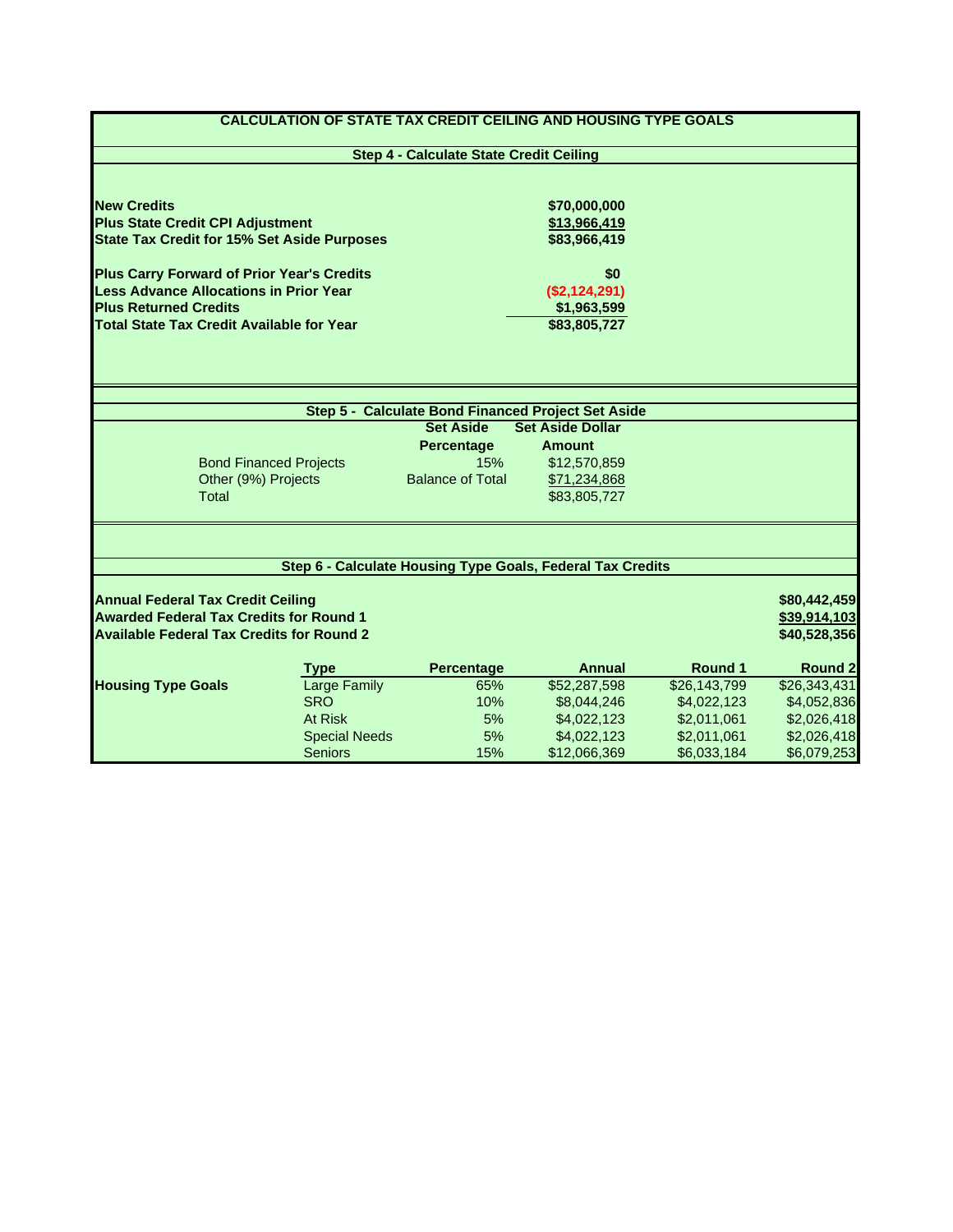# CALCULATION OF STATE TAX CREDIT CEILING AND HOUSING TYPE GOALS

## Step 4 - Calculate State Credit Ceiling

| | |
|---|---|
| **New Credits** | **$70,000,000** |
| **Plus State Credit CPI Adjustment** | **$13,966,419** |
| **State Tax Credit for 15% Set Aside Purposes** | **$83,966,419** |
| **Plus Carry Forward of Prior Year's Credits** | **$0** |
| **Less Advance Allocations in Prior Year** | **($2,124,291)** |
| **Plus Returned Credits** | **$1,963,599** |
| **Total State Tax Credit Available for Year** | **$83,805,727** |

## Step 5 - Calculate Bond Financed Project Set Aside

| | Set Aside Percentage | Set Aside Dollar Amount |
|---|---|---|
| Bond Financed Projects | 15% | $12,570,859 |
| Other (9%) Projects | Balance of Total | $71,234,868 |
| Total | | $83,805,727 |

## Step 6 - Calculate Housing Type Goals, Federal Tax Credits

| | |
|---|---|
| **Annual Federal Tax Credit Ceiling** | **$80,442,459** |
| **Awarded Federal Tax Credits for Round 1** | **$39,914,103** |
| **Available Federal Tax Credits for Round 2** | **$40,528,356** |

| | Type | Percentage | Annual | Round 1 | Round 2 |
|---|---|---|---|---|---|
| **Housing Type Goals** | Large Family | 65% | $52,287,598 | $26,143,799 | $26,343,431 |
| | SRO | 10% | $8,044,246 | $4,022,123 | $4,052,836 |
| | At Risk | 5% | $4,022,123 | $2,011,061 | $2,026,418 |
| | Special Needs | 5% | $4,022,123 | $2,011,061 | $2,026,418 |
| | Seniors | 15% | $12,066,369 | $6,033,184 | $6,079,253 |